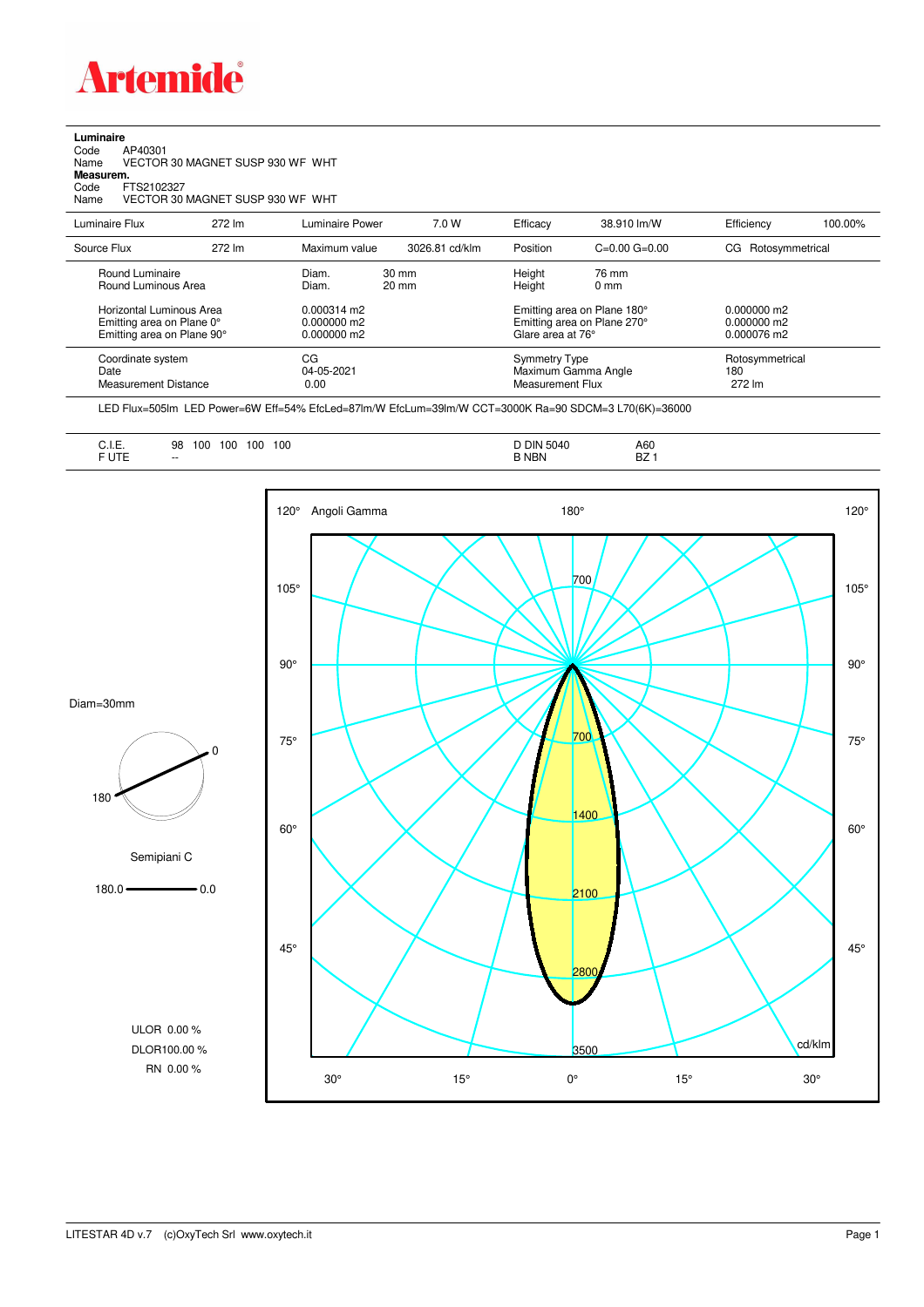Artemide

**Luminaire**
Code AP40301
Name VECTOR 30 MAGNET SUSP 930 WF WHT
**Measurem.**
Code FTS2102327
Name VECTOR 30 MAGNET SUSP 930 WF WHT

| Luminaire Flux | 272 lm | Luminaire Power | 7.0 W | Efficacy | 38.910 lm/W | Efficiency | 100.00% |
|---|---|---|---|---|---|---|---|
| Source Flux | 272 lm | Maximum value | 3026.81 cd/klm | Position | C=0.00 G=0.00 | CG Rotosymmetrical | |

| | | | | |
|---|---|---|---|---|
| Round Luminaire | Diam. 30 mm | Height 76 mm | | |
| Round Luminous Area | Diam. 20 mm | Height 0 mm | | |
| Horizontal Luminous Area | 0.000314 m2 | Emitting area on Plane 180° | 0.000000 m2 | |
| Emitting area on Plane 0° | 0.000000 m2 | Emitting area on Plane 270° | 0.000000 m2 | |
| Emitting area on Plane 90° | 0.000000 m2 | Glare area at 76° | 0.000076 m2 | |
| Coordinate system | CG | Symmetry Type | Rotosymmetrical | |
| Date | 04-05-2021 | Maximum Gamma Angle | 180 | |
| Measurement Distance | 0.00 | Measurement Flux | 272 lm | |

LED Flux=505lm LED Power=6W Eff=54% EfcLed=87lm/W EfcLum=39lm/W CCT=3000K Ra=90 SDCM=3 L70(6K)=36000

| | | | |
|---|---|---|---|
| C.I.E. | 98 100 100 100 100 | D DIN 5040 | A60 |
| F UTE | -- | B NBN | BZ 1 |

Diam=30mm

Semipiani C

180.0 — 0.0

ULOR 0.00 %
DLOR100.00 %
RN 0.00 %

Angoli Gamma

cd/klm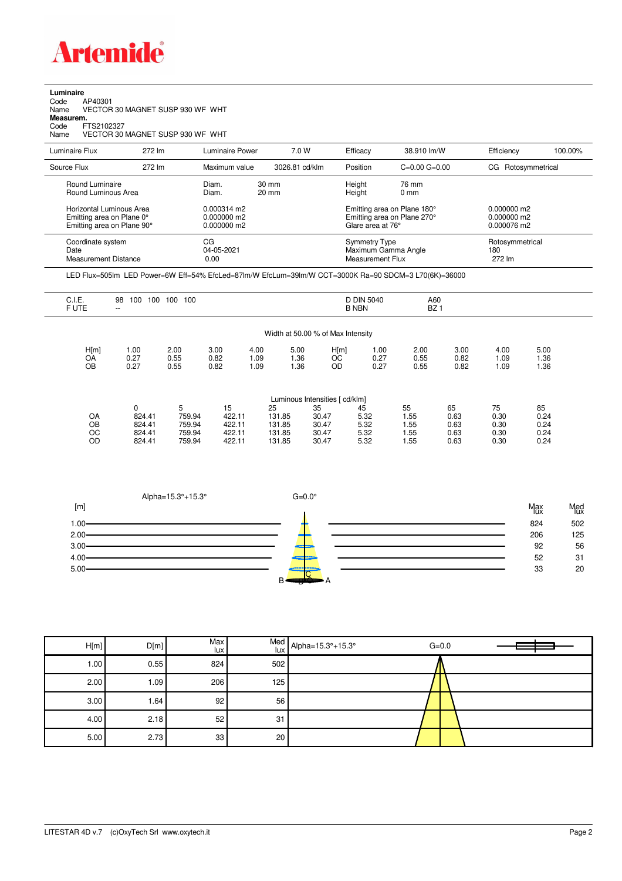**Artemide**

**Luminaire**
Code AP40301
Name VECTOR 30 MAGNET SUSP 930 WF WHT
**Measurem.**
Code FTS2102327
Name VECTOR 30 MAGNET SUSP 930 WF WHT

| | | | | | | | |
|---|---|---|---|---|---|---|---|
| Luminaire Flux | 272 lm | Luminaire Power | 7.0 W | Efficacy | 38.910 lm/W | Efficiency | 100.00% |
| Source Flux | 272 lm | Maximum value | 3026.81 cd/klm | Position | C=0.00 G=0.00 | CG | Rotosymmetrical |

| | | | | | |
|---|---|---|---|---|---|
| Round Luminaire | Diam. | 30 mm | Height | 76 mm | |
| Round Luminous Area | Diam. | 20 mm | Height | 0 mm | |
| Horizontal Luminous Area | 0.000314 m2 | | Emitting area on Plane 180° | | 0.000000 m2 |
| Emitting area on Plane 0° | 0.000000 m2 | | Emitting area on Plane 270° | | 0.000000 m2 |
| Emitting area on Plane 90° | 0.000000 m2 | | Glare area at 76° | | 0.000076 m2 |

| | | | |
|---|---|---|---|
| Coordinate system | CG | Symmetry Type | Rotosymmetrical |
| Date | 04-05-2021 | Maximum Gamma Angle | 180 |
| Measurement Distance | 0.00 | Measurement Flux | 272 lm |

LED Flux=505lm LED Power=6W Eff=54% EfcLed=87lm/W EfcLum=39lm/W CCT=3000K Ra=90 SDCM=3 L70(6K)=36000

| | | | |
|---|---|---|---|
| C.I.E. | 98 100 100 100 100 | D DIN 5040 | A60 |
| F UTE | -- | B NBN | BZ 1 |

Width at 50.00 % of Max Intensity

| H[m] | 1.00 | 2.00 | 3.00 | 4.00 | 5.00 | H[m] | 1.00 | 2.00 | 3.00 | 4.00 | 5.00 |
|---|---|---|---|---|---|---|---|---|---|---|---|
| OA | 0.27 | 0.55 | 0.82 | 1.09 | 1.36 | OC | 0.27 | 0.55 | 0.82 | 1.09 | 1.36 |
| OB | 0.27 | 0.55 | 0.82 | 1.09 | 1.36 | OD | 0.27 | 0.55 | 0.82 | 1.09 | 1.36 |

Luminous Intensities [ cd/klm]

| | 0 | 5 | 15 | 25 | 35 | 45 | 55 | 65 | 75 | 85 |
|---|---|---|---|---|---|---|---|---|---|---|
| OA | 824.41 | 759.94 | 422.11 | 131.85 | 30.47 | 5.32 | 1.55 | 0.63 | 0.30 | 0.24 |
| OB | 824.41 | 759.94 | 422.11 | 131.85 | 30.47 | 5.32 | 1.55 | 0.63 | 0.30 | 0.24 |
| OC | 824.41 | 759.94 | 422.11 | 131.85 | 30.47 | 5.32 | 1.55 | 0.63 | 0.30 | 0.24 |
| OD | 824.41 | 759.94 | 422.11 | 131.85 | 30.47 | 5.32 | 1.55 | 0.63 | 0.30 | 0.24 |

Alpha=15.3°+15.3°
G=0.0°
[m]
1.00
2.00
3.00
4.00
5.00
Max lux
824
206
92
52
33
Med lux
502
125
56
31
20
B D C A

| H[m] | D[m] | Max lux | Med lux | Alpha=15.3°+15.3° G=0.0 |
|---|---|---|---|---|
| 1.00 | 0.55 | 824 | 502 | |
| 2.00 | 1.09 | 206 | 125 | |
| 3.00 | 1.64 | 92 | 56 | |
| 4.00 | 2.18 | 52 | 31 | |
| 5.00 | 2.73 | 33 | 20 | |

LITESTAR 4D v.7 (c)OxyTech Srl www.oxytech.it